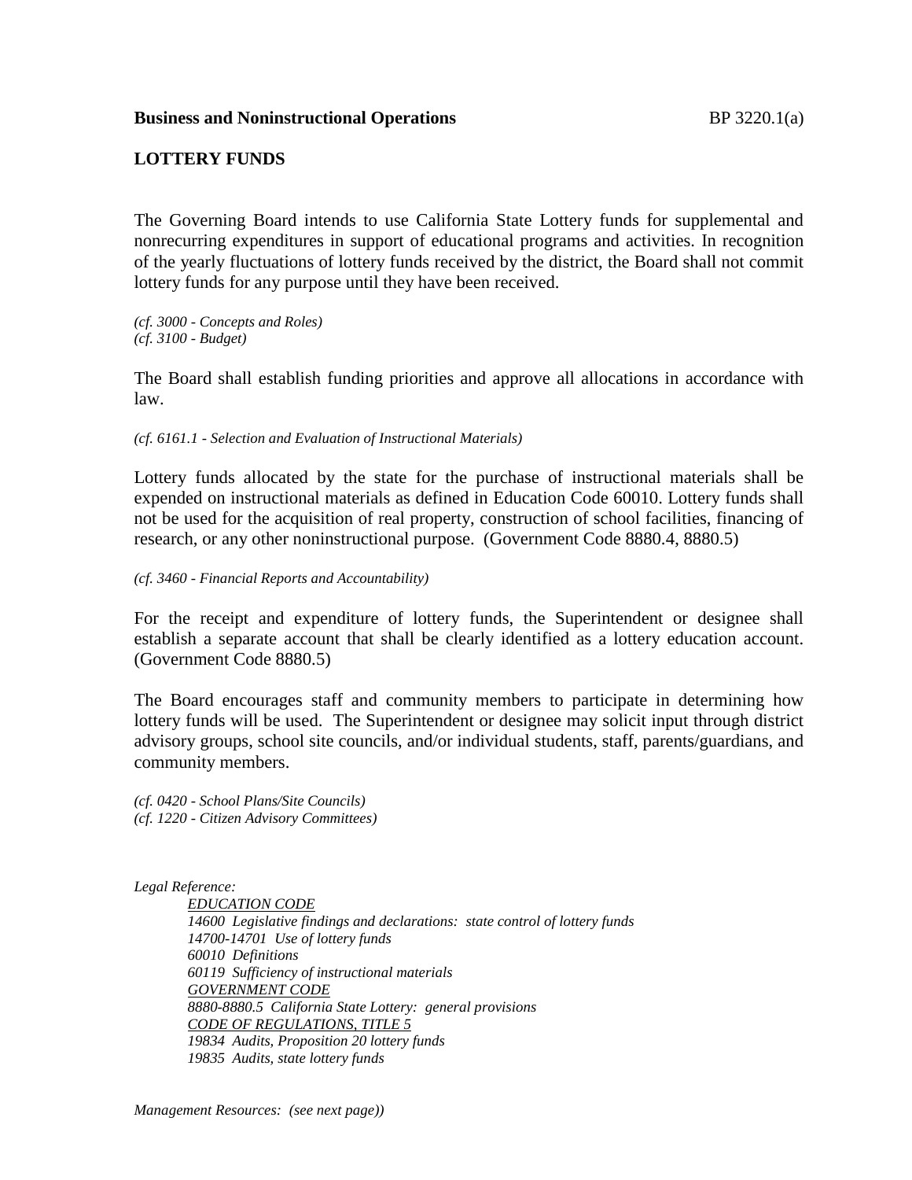**Business and Noninstructional Operations** BP 3220.1(a)

## LOTTERY FUNDS

The Governing Board intends to use California State Lottery funds for supplemental and nonrecurring expenditures in support of educational programs and activities. In recognition of the yearly fluctuations of lottery funds received by the district, the Board shall not commit lottery funds for any purpose until they have been received.

*(cf. 3000 - Concepts and Roles)*
*(cf. 3100 - Budget)*

The Board shall establish funding priorities and approve all allocations in accordance with law.

*(cf. 6161.1 - Selection and Evaluation of Instructional Materials)*

Lottery funds allocated by the state for the purchase of instructional materials shall be expended on instructional materials as defined in Education Code 60010. Lottery funds shall not be used for the acquisition of real property, construction of school facilities, financing of research, or any other noninstructional purpose. (Government Code 8880.4, 8880.5)

*(cf. 3460 - Financial Reports and Accountability)*

For the receipt and expenditure of lottery funds, the Superintendent or designee shall establish a separate account that shall be clearly identified as a lottery education account. (Government Code 8880.5)

The Board encourages staff and community members to participate in determining how lottery funds will be used. The Superintendent or designee may solicit input through district advisory groups, school site councils, and/or individual students, staff, parents/guardians, and community members.

*(cf. 0420 - School Plans/Site Councils)*
*(cf. 1220 - Citizen Advisory Committees)*

*Legal Reference:*

*EDUCATION CODE*
*14600 Legislative findings and declarations: state control of lottery funds*
*14700-14701 Use of lottery funds*
*60010 Definitions*
*60119 Sufficiency of instructional materials*
*GOVERNMENT CODE*
*8880-8880.5 California State Lottery: general provisions*
*CODE OF REGULATIONS, TITLE 5*
*19834 Audits, Proposition 20 lottery funds*
*19835 Audits, state lottery funds*

*Management Resources: (see next page))*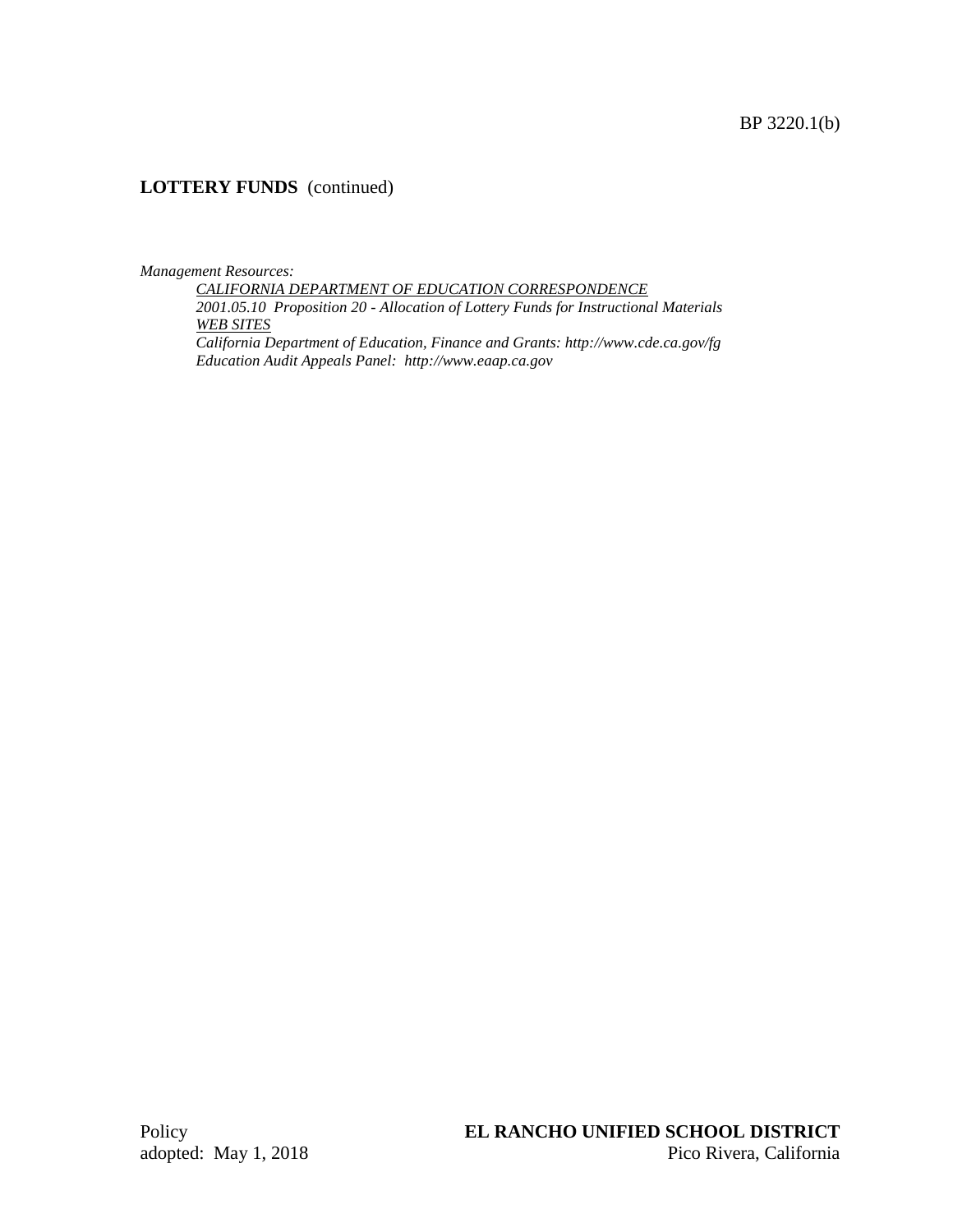**LOTTERY FUNDS** (continued)

*Management Resources:*

*CALIFORNIA DEPARTMENT OF EDUCATION CORRESPONDENCE*

*2001.05.10 Proposition 20 - Allocation of Lottery Funds for Instructional Materials*

*WEB SITES*

*California Department of Education, Finance and Grants: http://www.cde.ca.gov/fg*

*Education Audit Appeals Panel: http://www.eaap.ca.gov*

Policy
adopted: May 1, 2018

**EL RANCHO UNIFIED SCHOOL DISTRICT**
Pico Rivera, California